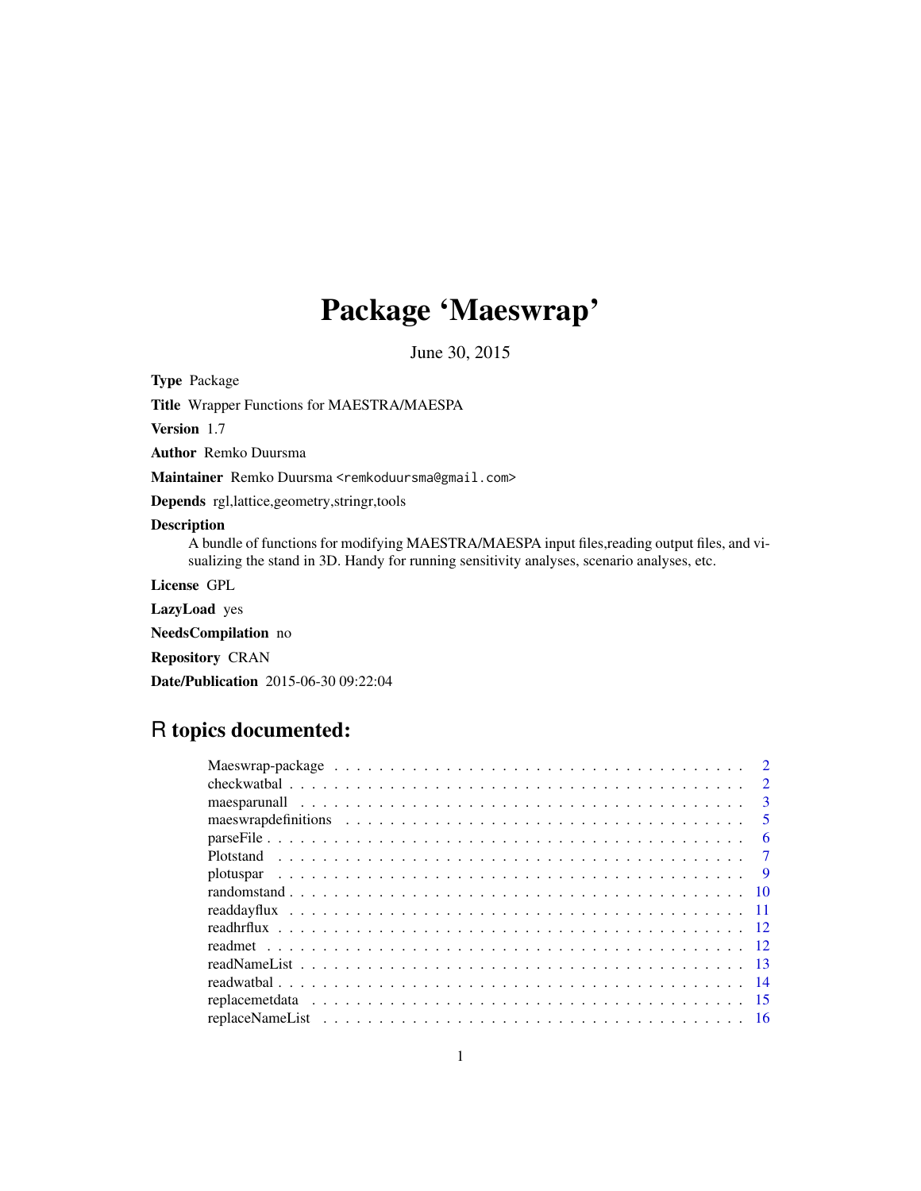# Package 'Maeswrap'

June 30, 2015

**Type** Package

**Title** Wrapper Functions for MAESTRA/MAESPA

**Version** 1.7

**Author** Remko Duursma

**Maintainer** Remko Duursma <remkoduursma@gmail.com>

**Depends** rgl,lattice,geometry,stringr,tools

**Description**
A bundle of functions for modifying MAESTRA/MAESPA input files,reading output files, and visualizing the stand in 3D. Handy for running sensitivity analyses, scenario analyses, etc.

**License** GPL

**LazyLoad** yes

**NeedsCompilation** no

**Repository** CRAN

**Date/Publication** 2015-06-30 09:22:04

## R topics documented:

- Maeswrap-package . . . . . . . . . . . . . . . . . . . . . . . . . . . . . . . . . . . 2
- checkwatbal . . . . . . . . . . . . . . . . . . . . . . . . . . . . . . . . . . . . . . 2
- maesparunall . . . . . . . . . . . . . . . . . . . . . . . . . . . . . . . . . . . . . . 3
- maeswrapdefinitions . . . . . . . . . . . . . . . . . . . . . . . . . . . . . . . . . . 5
- parseFile . . . . . . . . . . . . . . . . . . . . . . . . . . . . . . . . . . . . . . . . 6
- Plotstand . . . . . . . . . . . . . . . . . . . . . . . . . . . . . . . . . . . . . . . . 7
- plotuspar . . . . . . . . . . . . . . . . . . . . . . . . . . . . . . . . . . . . . . . . 9
- randomstand . . . . . . . . . . . . . . . . . . . . . . . . . . . . . . . . . . . . . . 10
- readdayflux . . . . . . . . . . . . . . . . . . . . . . . . . . . . . . . . . . . . . . 11
- readhrflux . . . . . . . . . . . . . . . . . . . . . . . . . . . . . . . . . . . . . . . 12
- readmet . . . . . . . . . . . . . . . . . . . . . . . . . . . . . . . . . . . . . . . . 12
- readNameList . . . . . . . . . . . . . . . . . . . . . . . . . . . . . . . . . . . . . 13
- readwatbal . . . . . . . . . . . . . . . . . . . . . . . . . . . . . . . . . . . . . . 14
- replacemetdata . . . . . . . . . . . . . . . . . . . . . . . . . . . . . . . . . . . . . 15
- replaceNameList . . . . . . . . . . . . . . . . . . . . . . . . . . . . . . . . . . . . 16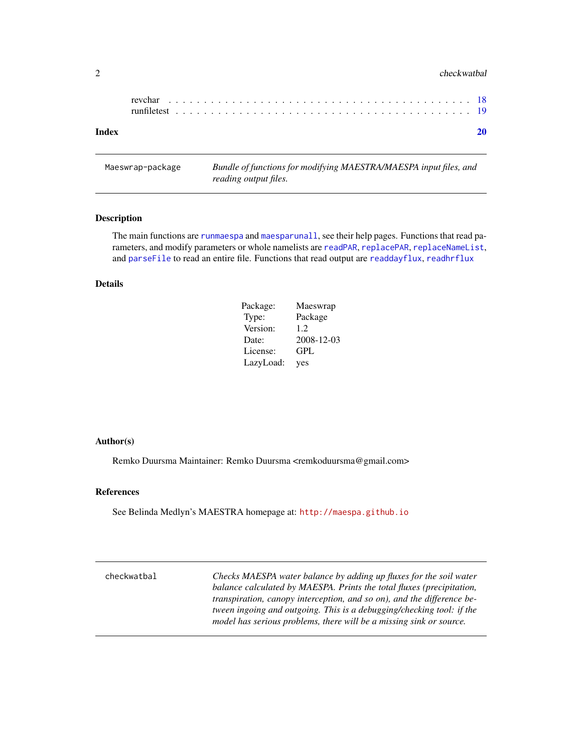revchar . . . . . . . . . . . . . . . . . . . . . . . . . . . . . . . . . . . . . . . . . 18
runfiletest . . . . . . . . . . . . . . . . . . . . . . . . . . . . . . . . . . . . . . . 19

**Index** **20**

---

`Maeswrap-package` *Bundle of functions for modifying MAESTRA/MAESPA input files, and reading output files.*

---

## Description

The main functions are `runmaespa` and `maesparunall`, see their help pages. Functions that read parameters, and modify parameters or whole namelists are `readPAR`, `replacePAR`, `replaceNameList`, and `parseFile` to read an entire file. Functions that read output are `readdayflux`, `readhrflux`

## Details

| | |
|---|---|
| Package: | Maeswrap |
| Type: | Package |
| Version: | 1.2 |
| Date: | 2008-12-03 |
| License: | GPL |
| LazyLoad: | yes |

## Author(s)

Remko Duursma Maintainer: Remko Duursma <remkoduursma@gmail.com>

## References

See Belinda Medlyn's MAESTRA homepage at: http://maespa.github.io

---

`checkwatbal` *Checks MAESPA water balance by adding up fluxes for the soil water balance calculated by MAESPA. Prints the total fluxes (precipitation, transpiration, canopy interception, and so on), and the difference between ingoing and outgoing. This is a debugging/checking tool: if the model has serious problems, there will be a missing sink or source.*

---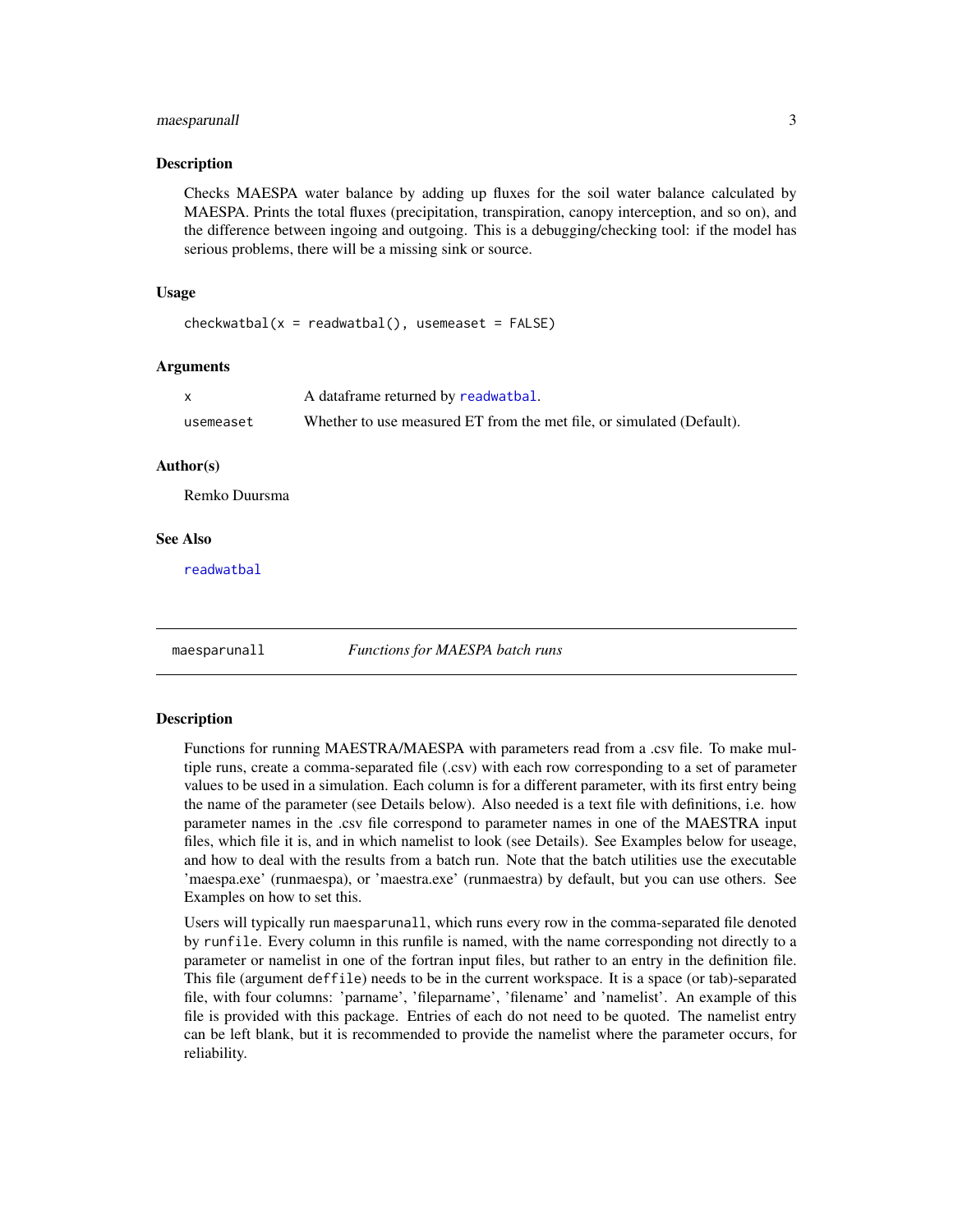## Description

Checks MAESPA water balance by adding up fluxes for the soil water balance calculated by MAESPA. Prints the total fluxes (precipitation, transpiration, canopy interception, and so on), and the difference between ingoing and outgoing. This is a debugging/checking tool: if the model has serious problems, there will be a missing sink or source.

## Usage

```
checkwatbal(x = readwatbal(), usemeaset = FALSE)
```

## Arguments

| | |
|---|---|
| `x` | A dataframe returned by `readwatbal`. |
| `usemeaset` | Whether to use measured ET from the met file, or simulated (Default). |

## Author(s)

Remko Duursma

## See Also

`readwatbal`

---

`maesparunall` *Functions for MAESPA batch runs*

---

## Description

Functions for running MAESTRA/MAESPA with parameters read from a .csv file. To make multiple runs, create a comma-separated file (.csv) with each row corresponding to a set of parameter values to be used in a simulation. Each column is for a different parameter, with its first entry being the name of the parameter (see Details below). Also needed is a text file with definitions, i.e. how parameter names in the .csv file correspond to parameter names in one of the MAESTRA input files, which file it is, and in which namelist to look (see Details). See Examples below for useage, and how to deal with the results from a batch run. Note that the batch utilities use the executable 'maespa.exe' (runmaespa), or 'maestra.exe' (runmaestra) by default, but you can use others. See Examples on how to set this.

Users will typically run `maesparunall`, which runs every row in the comma-separated file denoted by `runfile`. Every column in this runfile is named, with the name corresponding not directly to a parameter or namelist in one of the fortran input files, but rather to an entry in the definition file. This file (argument `deffile`) needs to be in the current workspace. It is a space (or tab)-separated file, with four columns: 'parname', 'fileparname', 'filename' and 'namelist'. An example of this file is provided with this package. Entries of each do not need to be quoted. The namelist entry can be left blank, but it is recommended to provide the namelist where the parameter occurs, for reliability.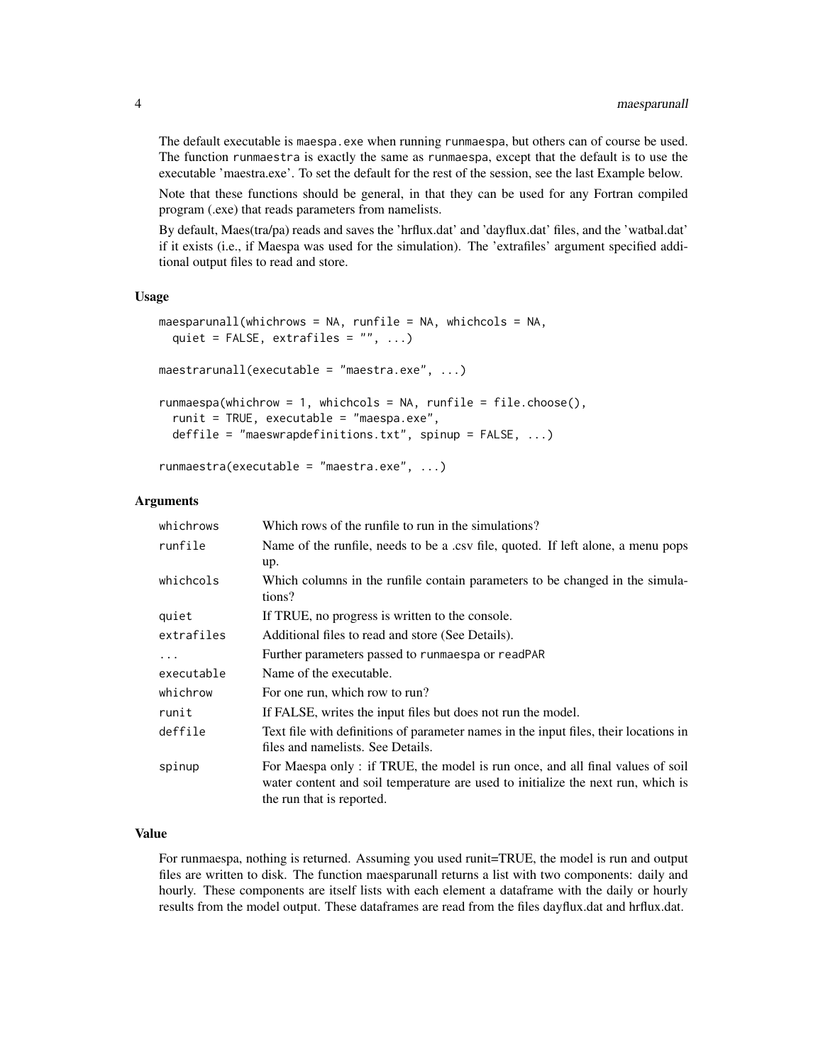The default executable is `maespa.exe` when running `runmaespa`, but others can of course be used. The function `runmaestra` is exactly the same as `runmaespa`, except that the default is to use the executable 'maestra.exe'. To set the default for the rest of the session, see the last Example below.

Note that these functions should be general, in that they can be used for any Fortran compiled program (.exe) that reads parameters from namelists.

By default, Maes(tra/pa) reads and saves the 'hrflux.dat' and 'dayflux.dat' files, and the 'watbal.dat' if it exists (i.e., if Maespa was used for the simulation). The 'extrafiles' argument specified additional output files to read and store.

### Usage

```
maesparunall(whichrows = NA, runfile = NA, whichcols = NA,
  quiet = FALSE, extrafiles = "", ...)

maestrarunall(executable = "maestra.exe", ...)

runmaespa(whichrow = 1, whichcols = NA, runfile = file.choose(),
  runit = TRUE, executable = "maespa.exe",
  deffile = "maeswrapdefinitions.txt", spinup = FALSE, ...)

runmaestra(executable = "maestra.exe", ...)
```

### Arguments

| Argument | Description |
|---|---|
| `whichrows` | Which rows of the runfile to run in the simulations? |
| `runfile` | Name of the runfile, needs to be a .csv file, quoted. If left alone, a menu pops up. |
| `whichcols` | Which columns in the runfile contain parameters to be changed in the simulations? |
| `quiet` | If TRUE, no progress is written to the console. |
| `extrafiles` | Additional files to read and store (See Details). |
| `...` | Further parameters passed to `runmaespa` or `readPAR` |
| `executable` | Name of the executable. |
| `whichrow` | For one run, which row to run? |
| `runit` | If FALSE, writes the input files but does not run the model. |
| `deffile` | Text file with definitions of parameter names in the input files, their locations in files and namelists. See Details. |
| `spinup` | For Maespa only : if TRUE, the model is run once, and all final values of soil water content and soil temperature are used to initialize the next run, which is the run that is reported. |

### Value

For runmaespa, nothing is returned. Assuming you used runit=TRUE, the model is run and output files are written to disk. The function maesparunall returns a list with two components: daily and hourly. These components are itself lists with each element a dataframe with the daily or hourly results from the model output. These dataframes are read from the files dayflux.dat and hrflux.dat.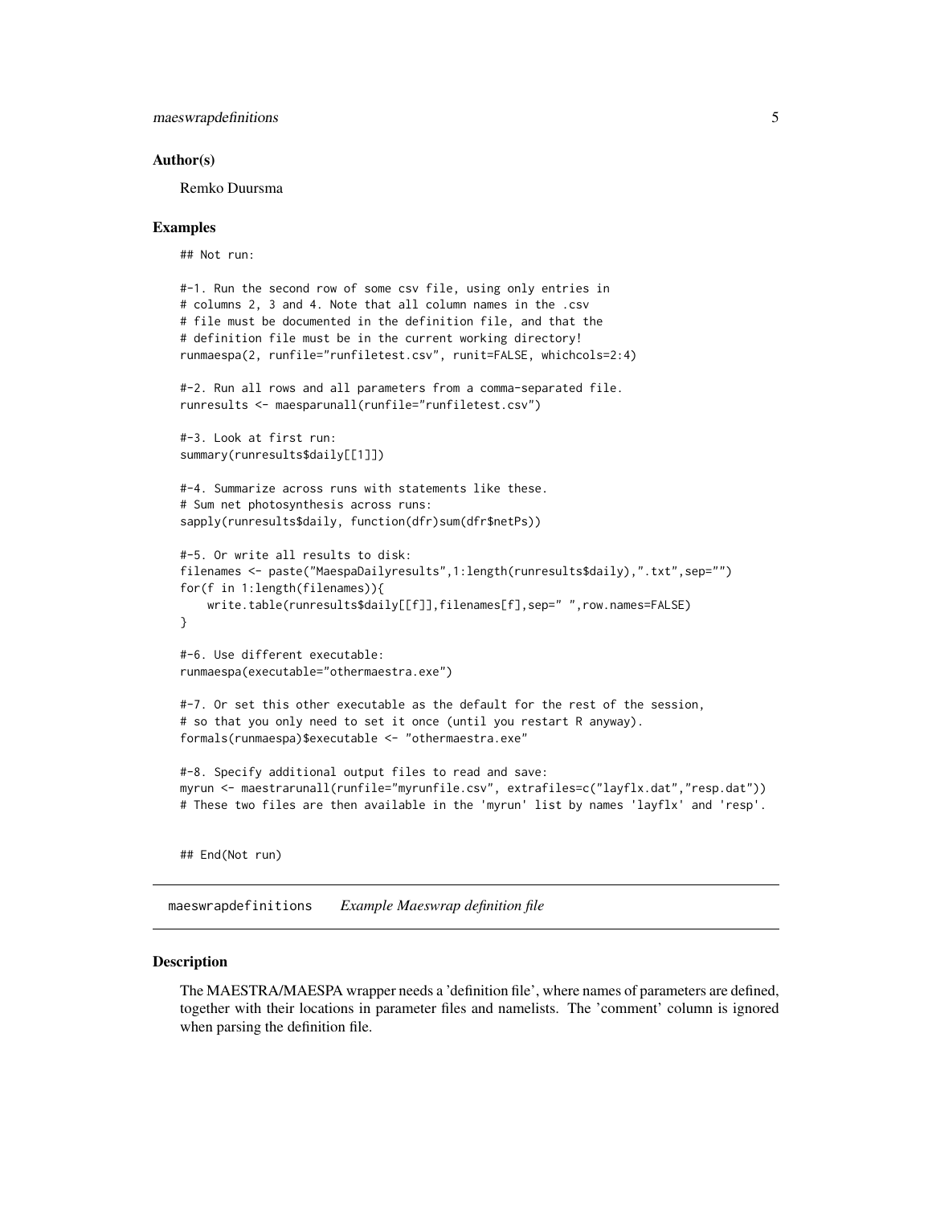### Author(s)

Remko Duursma

### Examples

```
## Not run:

#-1. Run the second row of some csv file, using only entries in
# columns 2, 3 and 4. Note that all column names in the .csv
# file must be documented in the definition file, and that the
# definition file must be in the current working directory!
runmaespa(2, runfile="runfiletest.csv", runit=FALSE, whichcols=2:4)

#-2. Run all rows and all parameters from a comma-separated file.
runresults <- maesparunall(runfile="runfiletest.csv")

#-3. Look at first run:
summary(runresults$daily[[1]])

#-4. Summarize across runs with statements like these.
# Sum net photosynthesis across runs:
sapply(runresults$daily, function(dfr)sum(dfr$netPs))

#-5. Or write all results to disk:
filenames <- paste("MaespaDailyresults",1:length(runresults$daily),".txt",sep="")
for(f in 1:length(filenames)){
    write.table(runresults$daily[[f]],filenames[f],sep=" ",row.names=FALSE)
}

#-6. Use different executable:
runmaespa(executable="othermaestra.exe")

#-7. Or set this other executable as the default for the rest of the session,
# so that you only need to set it once (until you restart R anyway).
formals(runmaespa)$executable <- "othermaestra.exe"

#-8. Specify additional output files to read and save:
myrun <- maestrarunall(runfile="myrunfile.csv", extrafiles=c("layflx.dat","resp.dat"))
# These two files are then available in the 'myrun' list by names 'layflx' and 'resp'.


## End(Not run)
```

---

## maeswrapdefinitions *Example Maeswrap definition file*

### Description

The MAESTRA/MAESPA wrapper needs a 'definition file', where names of parameters are defined, together with their locations in parameter files and namelists. The 'comment' column is ignored when parsing the definition file.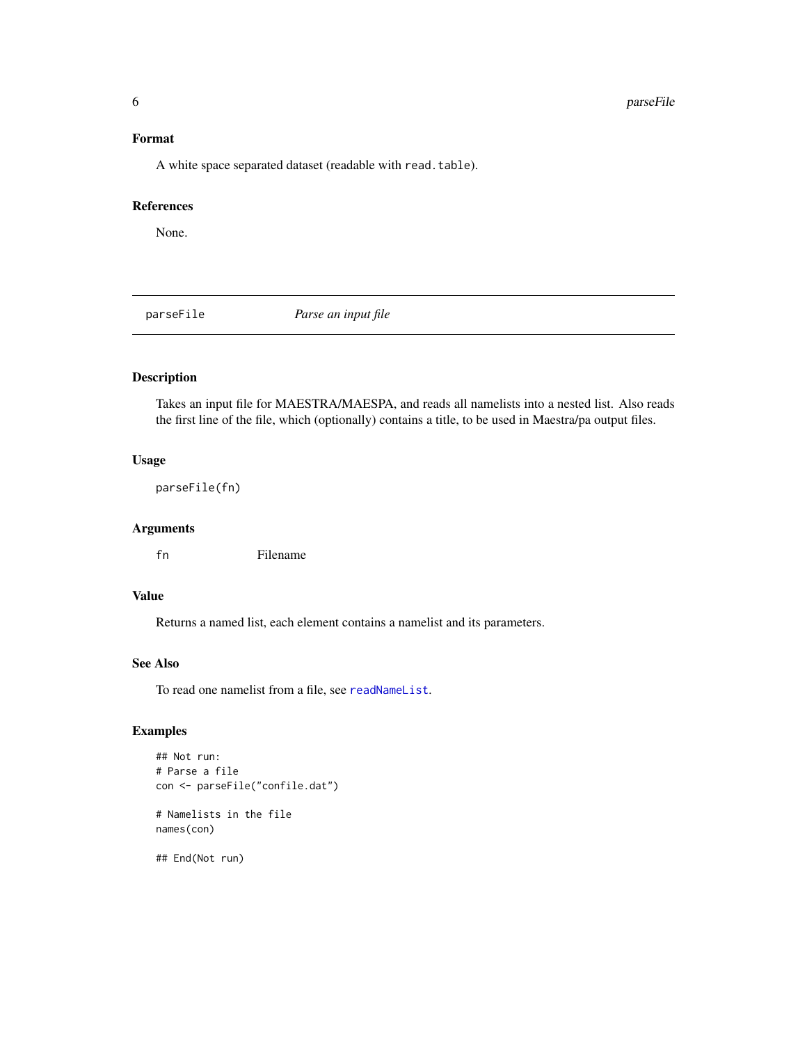### Format

A white space separated dataset (readable with `read.table`).

### References

None.

---

## parseFile — *Parse an input file*

---

### Description

Takes an input file for MAESTRA/MAESPA, and reads all namelists into a nested list. Also reads the first line of the file, which (optionally) contains a title, to be used in Maestra/pa output files.

### Usage

```
parseFile(fn)
```

### Arguments

| | |
|---|---|
| `fn` | Filename |

### Value

Returns a named list, each element contains a namelist and its parameters.

### See Also

To read one namelist from a file, see `readNameList`.

### Examples

```
## Not run:
# Parse a file
con <- parseFile("confile.dat")

# Namelists in the file
names(con)

## End(Not run)
```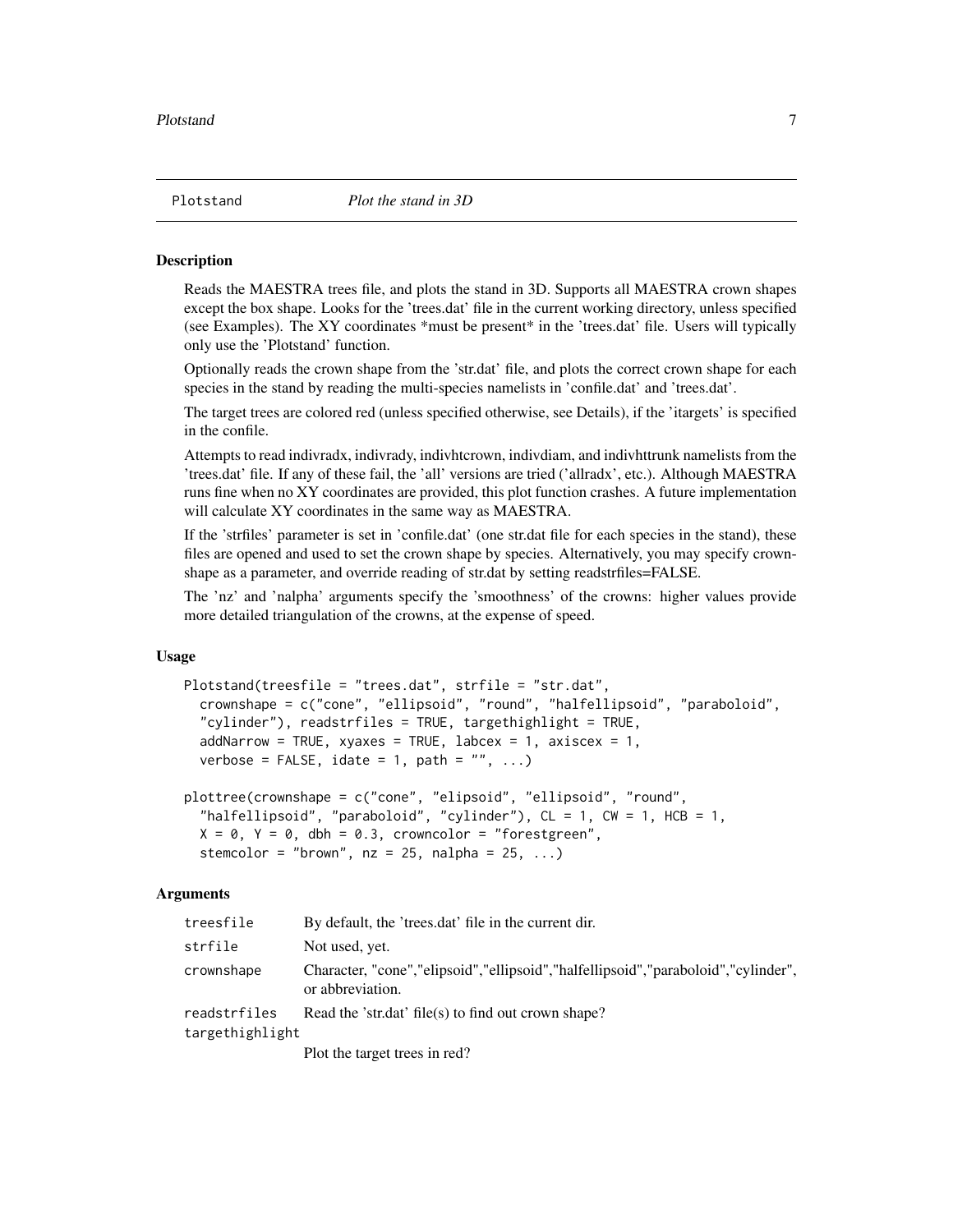Plotstand *Plot the stand in 3D*

## Description

Reads the MAESTRA trees file, and plots the stand in 3D. Supports all MAESTRA crown shapes except the box shape. Looks for the 'trees.dat' file in the current working directory, unless specified (see Examples). The XY coordinates *must be present* in the 'trees.dat' file. Users will typically only use the 'Plotstand' function.

Optionally reads the crown shape from the 'str.dat' file, and plots the correct crown shape for each species in the stand by reading the multi-species namelists in 'confile.dat' and 'trees.dat'.

The target trees are colored red (unless specified otherwise, see Details), if the 'itargets' is specified in the confile.

Attempts to read indivradx, indivrady, indivhtcrown, indivdiam, and indivhttrunk namelists from the 'trees.dat' file. If any of these fail, the 'all' versions are tried ('allradx', etc.). Although MAESTRA runs fine when no XY coordinates are provided, this plot function crashes. A future implementation will calculate XY coordinates in the same way as MAESTRA.

If the 'strfiles' parameter is set in 'confile.dat' (one str.dat file for each species in the stand), these files are opened and used to set the crown shape by species. Alternatively, you may specify crownshape as a parameter, and override reading of str.dat by setting readstrfiles=FALSE.

The 'nz' and 'nalpha' arguments specify the 'smoothness' of the crowns: higher values provide more detailed triangulation of the crowns, at the expense of speed.

## Usage

```
Plotstand(treesfile = "trees.dat", strfile = "str.dat",
  crownshape = c("cone", "ellipsoid", "round", "halfellipsoid", "paraboloid",
  "cylinder"), readstrfiles = TRUE, targethighlight = TRUE,
  addNarrow = TRUE, xyaxes = TRUE, labcex = 1, axiscex = 1,
  verbose = FALSE, idate = 1, path = "", ...)

plottree(crownshape = c("cone", "elipsoid", "ellipsoid", "round",
  "halfellipsoid", "paraboloid", "cylinder"), CL = 1, CW = 1, HCB = 1,
  X = 0, Y = 0, dbh = 0.3, crowncolor = "forestgreen",
  stemcolor = "brown", nz = 25, nalpha = 25, ...)
```

## Arguments

| | |
|---|---|
| treesfile | By default, the 'trees.dat' file in the current dir. |
| strfile | Not used, yet. |
| crownshape | Character, "cone","elipsoid","ellipsoid","halfellipsoid","paraboloid","cylinder", or abbreviation. |
| readstrfiles | Read the 'str.dat' file(s) to find out crown shape? |
| targethighlight | Plot the target trees in red? |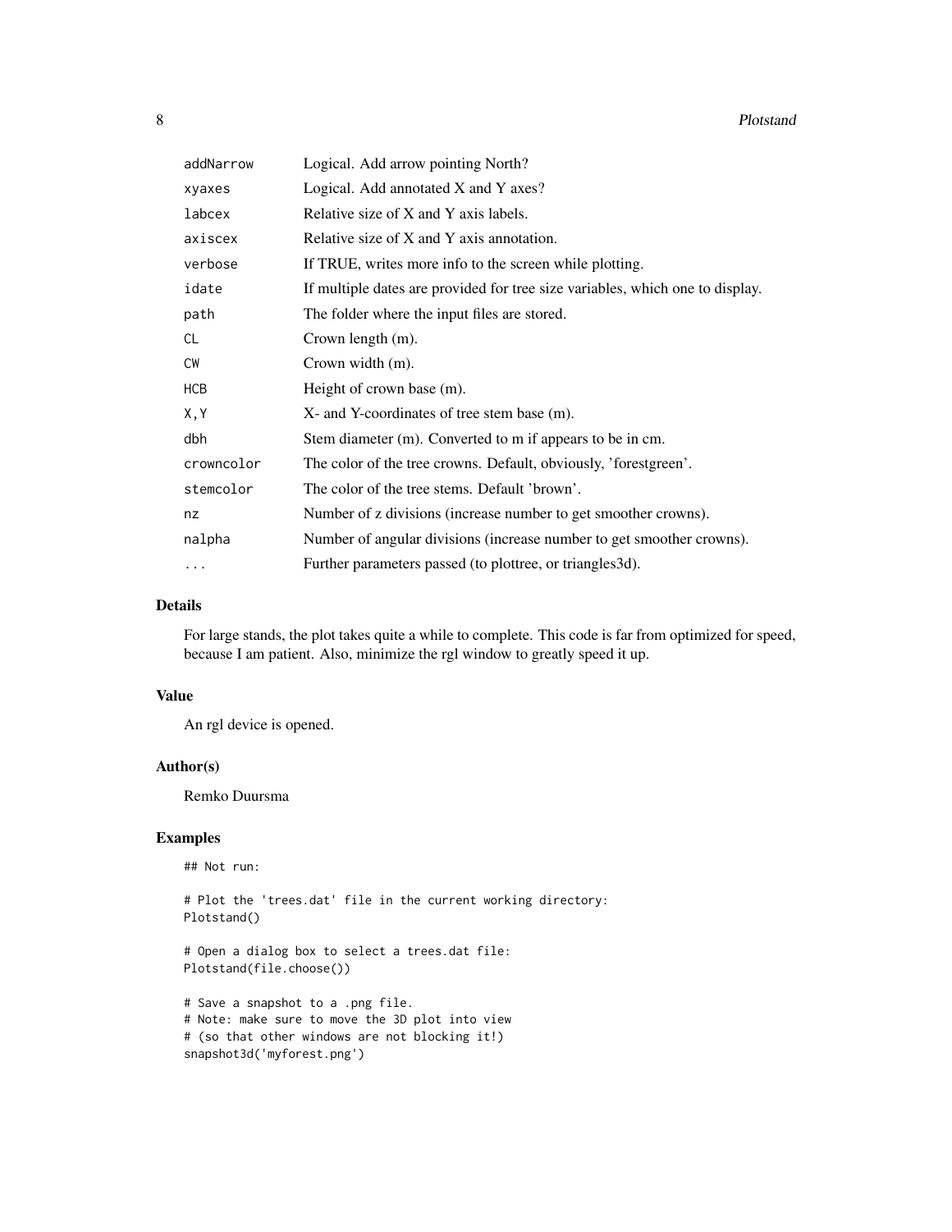| | |
|---|---|
| addNarrow | Logical. Add arrow pointing North? |
| xyaxes | Logical. Add annotated X and Y axes? |
| labcex | Relative size of X and Y axis labels. |
| axiscex | Relative size of X and Y axis annotation. |
| verbose | If TRUE, writes more info to the screen while plotting. |
| idate | If multiple dates are provided for tree size variables, which one to display. |
| path | The folder where the input files are stored. |
| CL | Crown length (m). |
| CW | Crown width (m). |
| HCB | Height of crown base (m). |
| X,Y | X- and Y-coordinates of tree stem base (m). |
| dbh | Stem diameter (m). Converted to m if appears to be in cm. |
| crowncolor | The color of the tree crowns. Default, obviously, 'forestgreen'. |
| stemcolor | The color of the tree stems. Default 'brown'. |
| nz | Number of z divisions (increase number to get smoother crowns). |
| nalpha | Number of angular divisions (increase number to get smoother crowns). |
| ... | Further parameters passed (to plottree, or triangles3d). |

## Details

For large stands, the plot takes quite a while to complete. This code is far from optimized for speed, because I am patient. Also, minimize the rgl window to greatly speed it up.

## Value

An rgl device is opened.

## Author(s)

Remko Duursma

## Examples

```
## Not run:

# Plot the 'trees.dat' file in the current working directory:
Plotstand()

# Open a dialog box to select a trees.dat file:
Plotstand(file.choose())

# Save a snapshot to a .png file.
# Note: make sure to move the 3D plot into view
# (so that other windows are not blocking it!)
snapshot3d('myforest.png')
```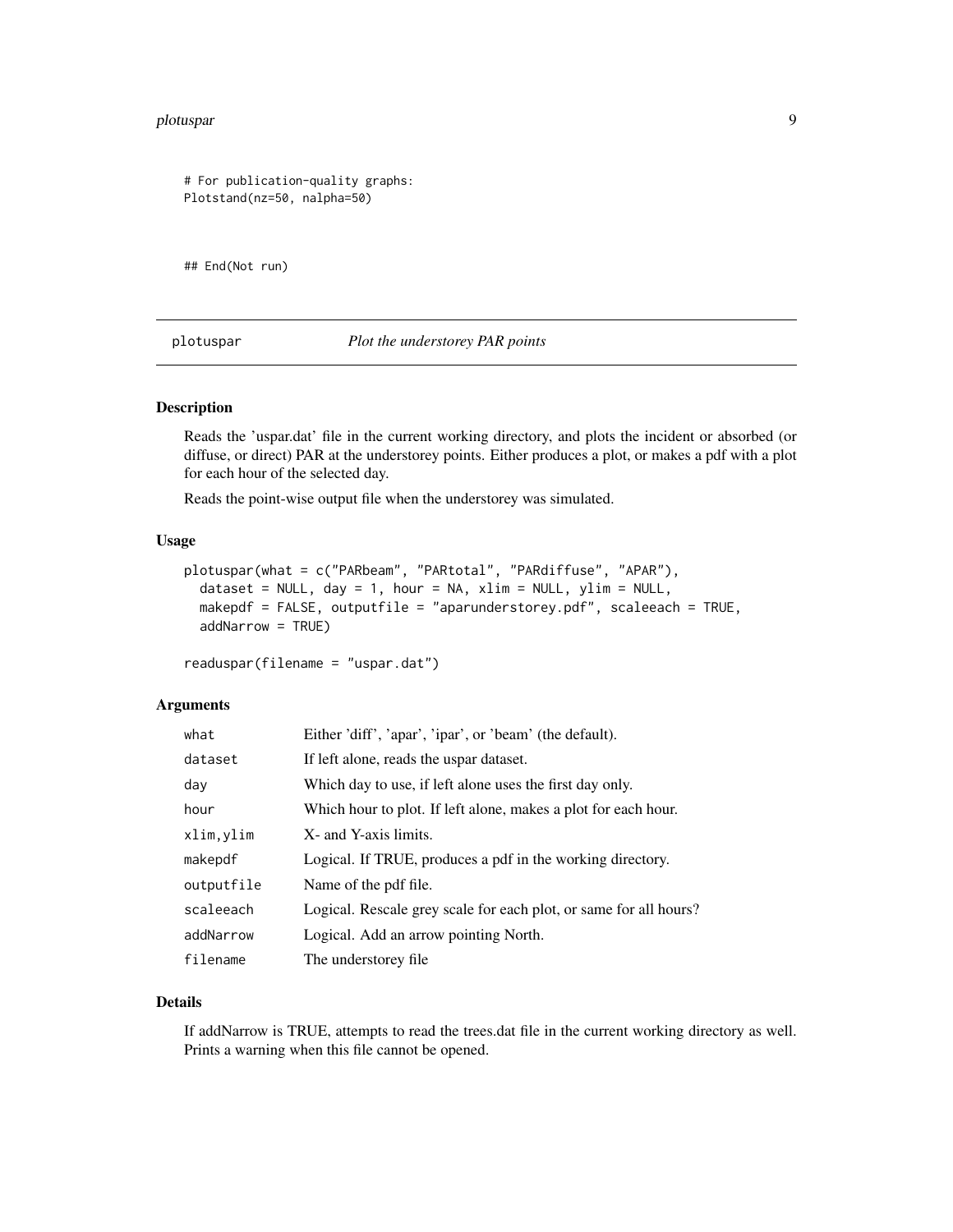```
# For publication-quality graphs:
Plotstand(nz=50, nalpha=50)


## End(Not run)
```

---

## plotuspar — *Plot the understorey PAR points*

### Description

Reads the 'uspar.dat' file in the current working directory, and plots the incident or absorbed (or diffuse, or direct) PAR at the understorey points. Either produces a plot, or makes a pdf with a plot for each hour of the selected day.

Reads the point-wise output file when the understorey was simulated.

### Usage

```
plotuspar(what = c("PARbeam", "PARtotal", "PARdiffuse", "APAR"),
  dataset = NULL, day = 1, hour = NA, xlim = NULL, ylim = NULL,
  makepdf = FALSE, outputfile = "aparunderstorey.pdf", scaleeach = TRUE,
  addNarrow = TRUE)

readuspar(filename = "uspar.dat")
```

### Arguments

| | |
|---|---|
| `what` | Either 'diff', 'apar', 'ipar', or 'beam' (the default). |
| `dataset` | If left alone, reads the uspar dataset. |
| `day` | Which day to use, if left alone uses the first day only. |
| `hour` | Which hour to plot. If left alone, makes a plot for each hour. |
| `xlim,ylim` | X- and Y-axis limits. |
| `makepdf` | Logical. If TRUE, produces a pdf in the working directory. |
| `outputfile` | Name of the pdf file. |
| `scaleeach` | Logical. Rescale grey scale for each plot, or same for all hours? |
| `addNarrow` | Logical. Add an arrow pointing North. |
| `filename` | The understorey file |

### Details

If addNarrow is TRUE, attempts to read the trees.dat file in the current working directory as well. Prints a warning when this file cannot be opened.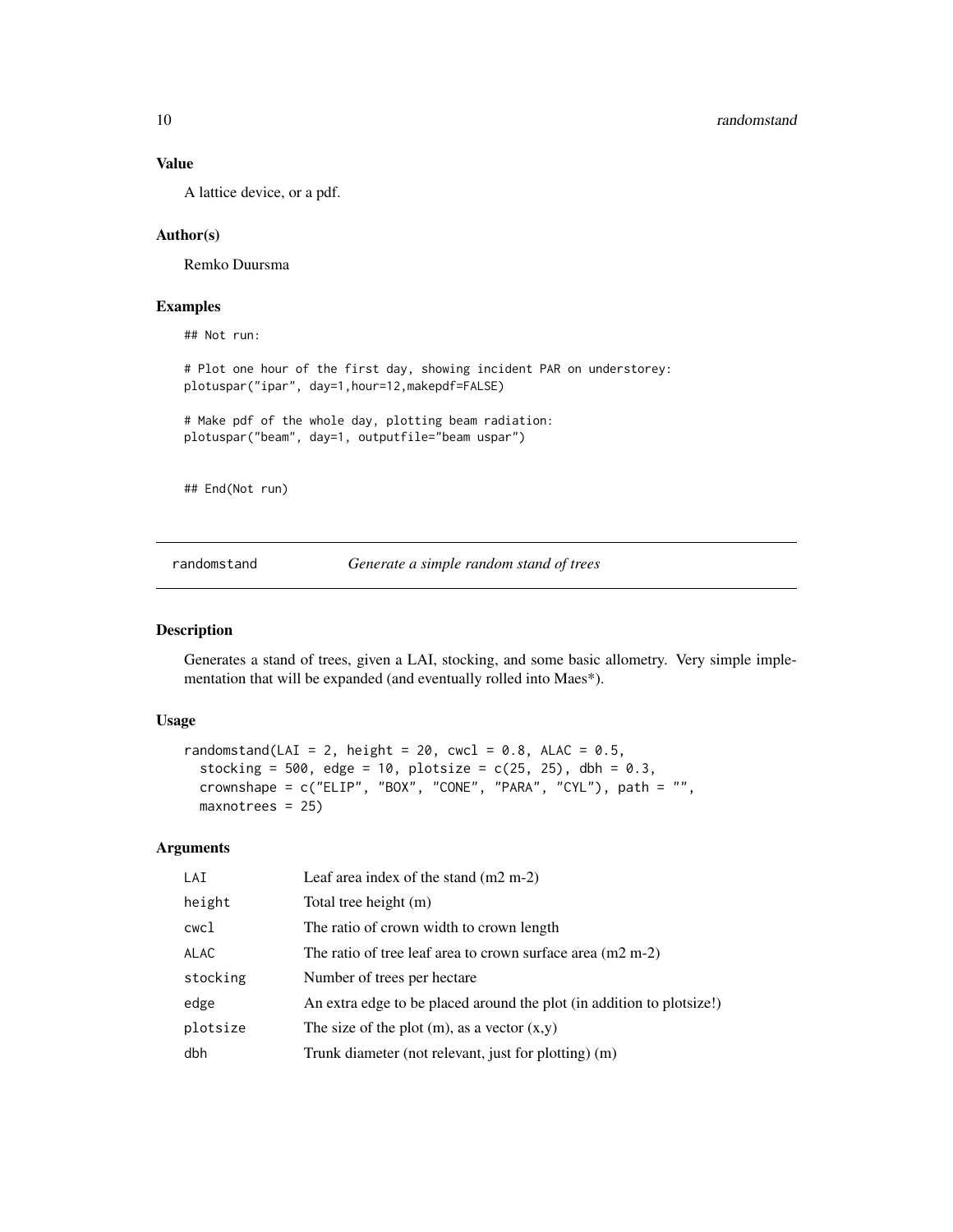### Value

A lattice device, or a pdf.

### Author(s)

Remko Duursma

### Examples

```
## Not run:

# Plot one hour of the first day, showing incident PAR on understorey:
plotuspar("ipar", day=1,hour=12,makepdf=FALSE)

# Make pdf of the whole day, plotting beam radiation:
plotuspar("beam", day=1, outputfile="beam uspar")


## End(Not run)
```

---

## randomstand — *Generate a simple random stand of trees*

### Description

Generates a stand of trees, given a LAI, stocking, and some basic allometry. Very simple implementation that will be expanded (and eventually rolled into Maes*).

### Usage

```
randomstand(LAI = 2, height = 20, cwcl = 0.8, ALAC = 0.5,
  stocking = 500, edge = 10, plotsize = c(25, 25), dbh = 0.3,
  crownshape = c("ELIP", "BOX", "CONE", "PARA", "CYL"), path = "",
  maxnotrees = 25)
```

### Arguments

| | |
|---|---|
| LAI | Leaf area index of the stand (m2 m-2) |
| height | Total tree height (m) |
| cwcl | The ratio of crown width to crown length |
| ALAC | The ratio of tree leaf area to crown surface area (m2 m-2) |
| stocking | Number of trees per hectare |
| edge | An extra edge to be placed around the plot (in addition to plotsize!) |
| plotsize | The size of the plot (m), as a vector (x,y) |
| dbh | Trunk diameter (not relevant, just for plotting) (m) |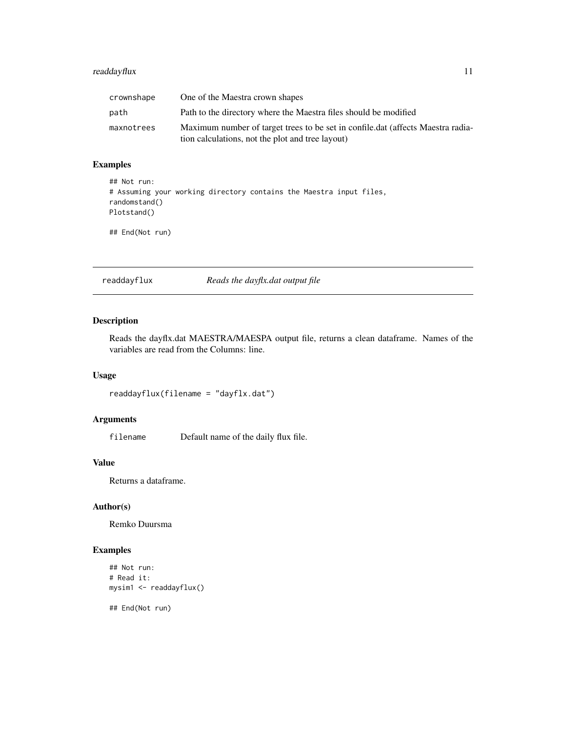| | |
|---|---|
| crownshape | One of the Maestra crown shapes |
| path | Path to the directory where the Maestra files should be modified |
| maxnotrees | Maximum number of target trees to be set in confile.dat (affects Maestra radiation calculations, not the plot and tree layout) |

### Examples

```
## Not run:
# Assuming your working directory contains the Maestra input files,
randomstand()
Plotstand()

## End(Not run)
```

---

## readdayflux — *Reads the dayflx.dat output file*

### Description

Reads the dayflx.dat MAESTRA/MAESPA output file, returns a clean dataframe. Names of the variables are read from the Columns: line.

### Usage

```
readdayflux(filename = "dayflx.dat")
```

### Arguments

| | |
|---|---|
| filename | Default name of the daily flux file. |

### Value

Returns a dataframe.

### Author(s)

Remko Duursma

### Examples

```
## Not run:
# Read it:
mysim1 <- readdayflux()

## End(Not run)
```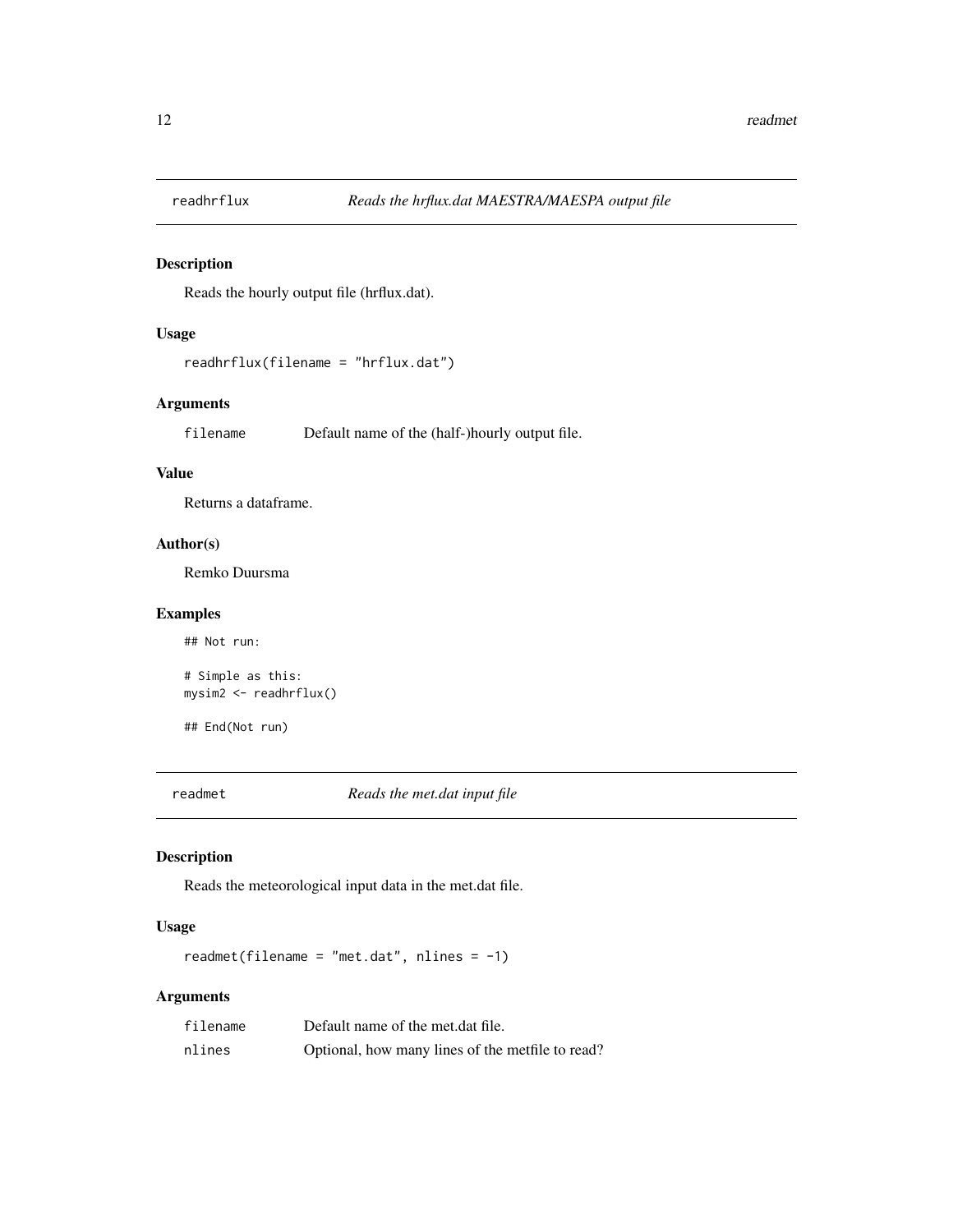## readhrflux — *Reads the hrflux.dat MAESTRA/MAESPA output file*

### Description

Reads the hourly output file (hrflux.dat).

### Usage

```
readhrflux(filename = "hrflux.dat")
```

### Arguments

| | |
|---|---|
| filename | Default name of the (half-)hourly output file. |

### Value

Returns a dataframe.

### Author(s)

Remko Duursma

### Examples

```
## Not run:

# Simple as this:
mysim2 <- readhrflux()

## End(Not run)
```

## readmet — *Reads the met.dat input file*

### Description

Reads the meteorological input data in the met.dat file.

### Usage

```
readmet(filename = "met.dat", nlines = -1)
```

### Arguments

| | |
|---|---|
| filename | Default name of the met.dat file. |
| nlines | Optional, how many lines of the metfile to read? |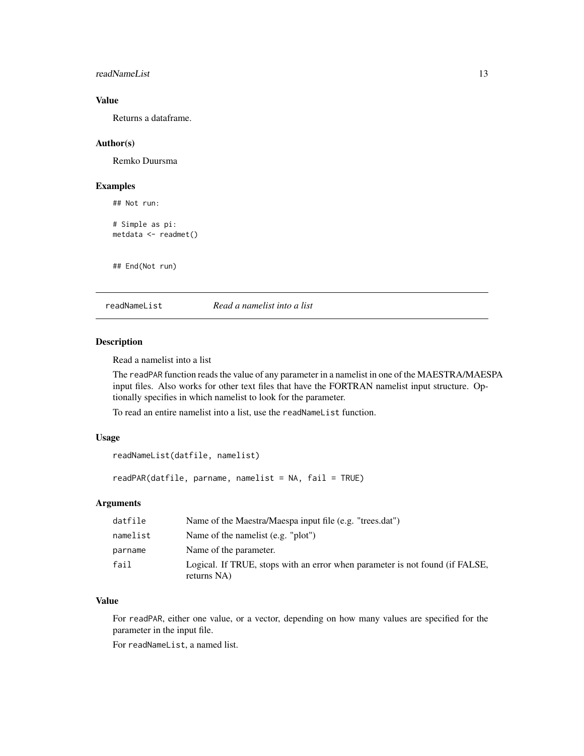### Value

Returns a dataframe.

### Author(s)

Remko Duursma

### Examples

```
## Not run:

# Simple as pi:
metdata <- readmet()


## End(Not run)
```

---

## readNameList    *Read a namelist into a list*

---

### Description

Read a namelist into a list

The `readPAR` function reads the value of any parameter in a namelist in one of the MAESTRA/MAESPA input files. Also works for other text files that have the FORTRAN namelist input structure. Optionally specifies in which namelist to look for the parameter.

To read an entire namelist into a list, use the `readNameList` function.

### Usage

```
readNameList(datfile, namelist)

readPAR(datfile, parname, namelist = NA, fail = TRUE)
```

### Arguments

| | |
|---|---|
| `datfile` | Name of the Maestra/Maespa input file (e.g. "trees.dat") |
| `namelist` | Name of the namelist (e.g. "plot") |
| `parname` | Name of the parameter. |
| `fail` | Logical. If TRUE, stops with an error when parameter is not found (if FALSE, returns NA) |

### Value

For `readPAR`, either one value, or a vector, depending on how many values are specified for the parameter in the input file.

For `readNameList`, a named list.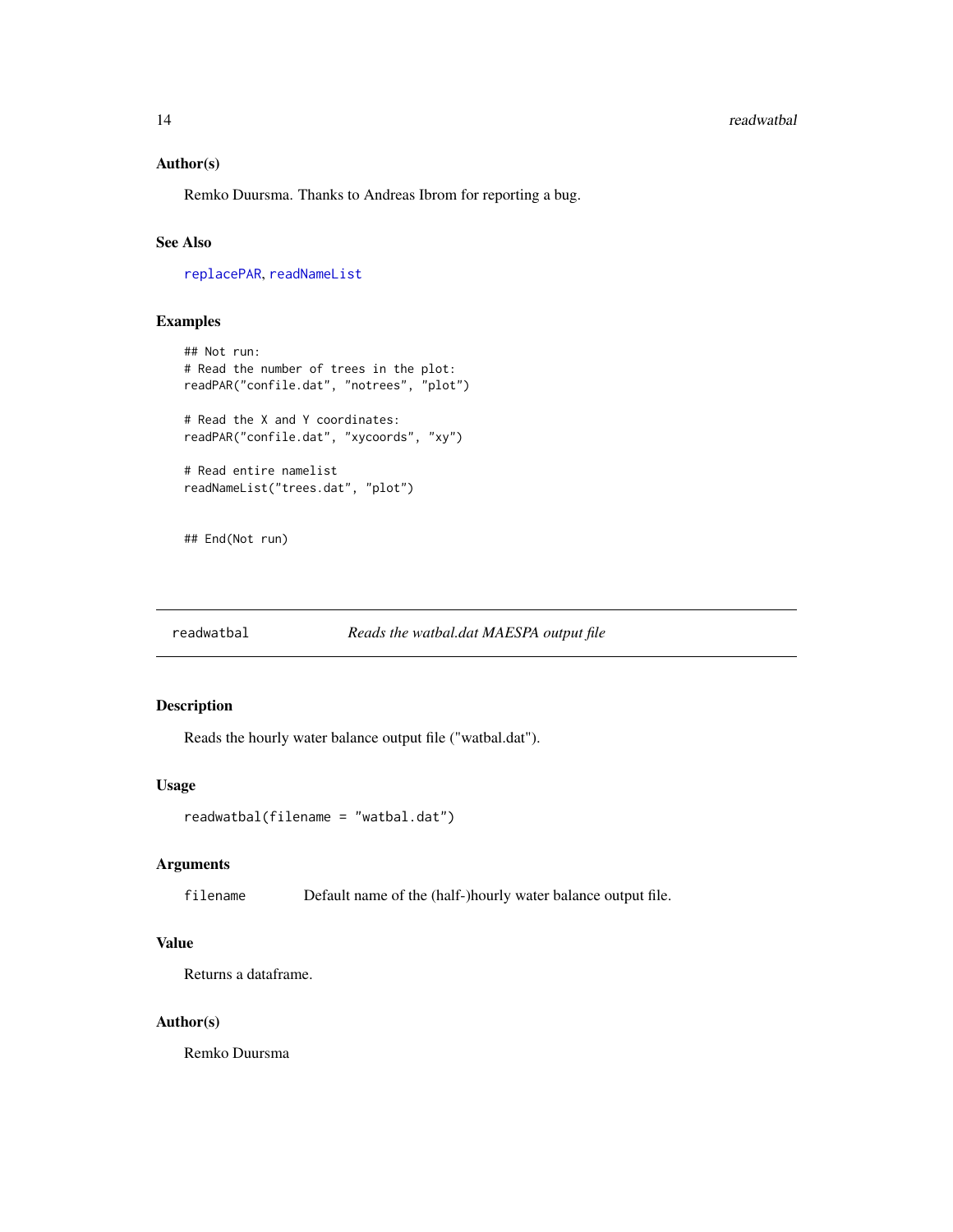### Author(s)

Remko Duursma. Thanks to Andreas Ibrom for reporting a bug.

### See Also

replacePAR, readNameList

### Examples

```
## Not run:
# Read the number of trees in the plot:
readPAR("confile.dat", "notrees", "plot")

# Read the X and Y coordinates:
readPAR("confile.dat", "xycoords", "xy")

# Read entire namelist
readNameList("trees.dat", "plot")


## End(Not run)
```

---

## readwatbal — *Reads the watbal.dat MAESPA output file*

---

### Description

Reads the hourly water balance output file ("watbal.dat").

### Usage

```
readwatbal(filename = "watbal.dat")
```

### Arguments

| | |
|---|---|
| filename | Default name of the (half-)hourly water balance output file. |

### Value

Returns a dataframe.

### Author(s)

Remko Duursma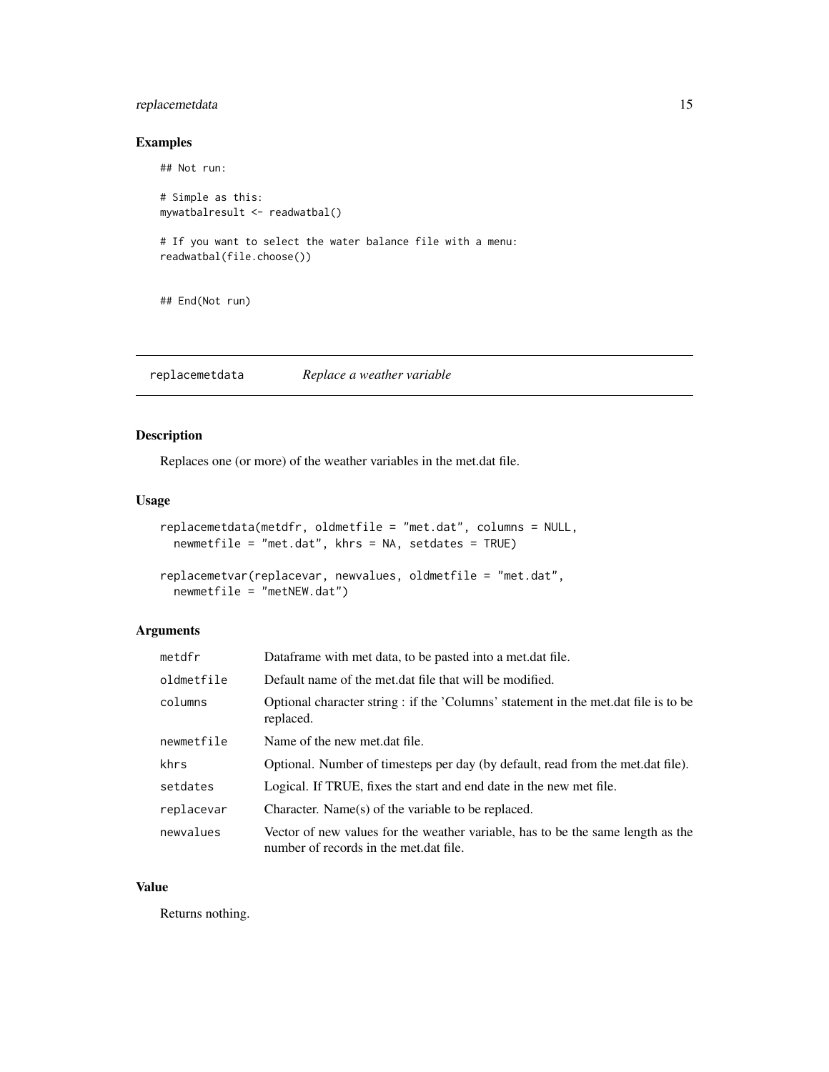## Examples

```
## Not run:

# Simple as this:
mywatbalresult <- readwatbal()

# If you want to select the water balance file with a menu:
readwatbal(file.choose())


## End(Not run)
```

---

# replacemetdata — *Replace a weather variable*

## Description

Replaces one (or more) of the weather variables in the met.dat file.

## Usage

```
replacemetdata(metdfr, oldmetfile = "met.dat", columns = NULL,
  newmetfile = "met.dat", khrs = NA, setdates = TRUE)

replacemetvar(replacevar, newvalues, oldmetfile = "met.dat",
  newmetfile = "metNEW.dat")
```

## Arguments

| | |
|---|---|
| metdfr | Dataframe with met data, to be pasted into a met.dat file. |
| oldmetfile | Default name of the met.dat file that will be modified. |
| columns | Optional character string : if the 'Columns' statement in the met.dat file is to be replaced. |
| newmetfile | Name of the new met.dat file. |
| khrs | Optional. Number of timesteps per day (by default, read from the met.dat file). |
| setdates | Logical. If TRUE, fixes the start and end date in the new met file. |
| replacevar | Character. Name(s) of the variable to be replaced. |
| newvalues | Vector of new values for the weather variable, has to be the same length as the number of records in the met.dat file. |

## Value

Returns nothing.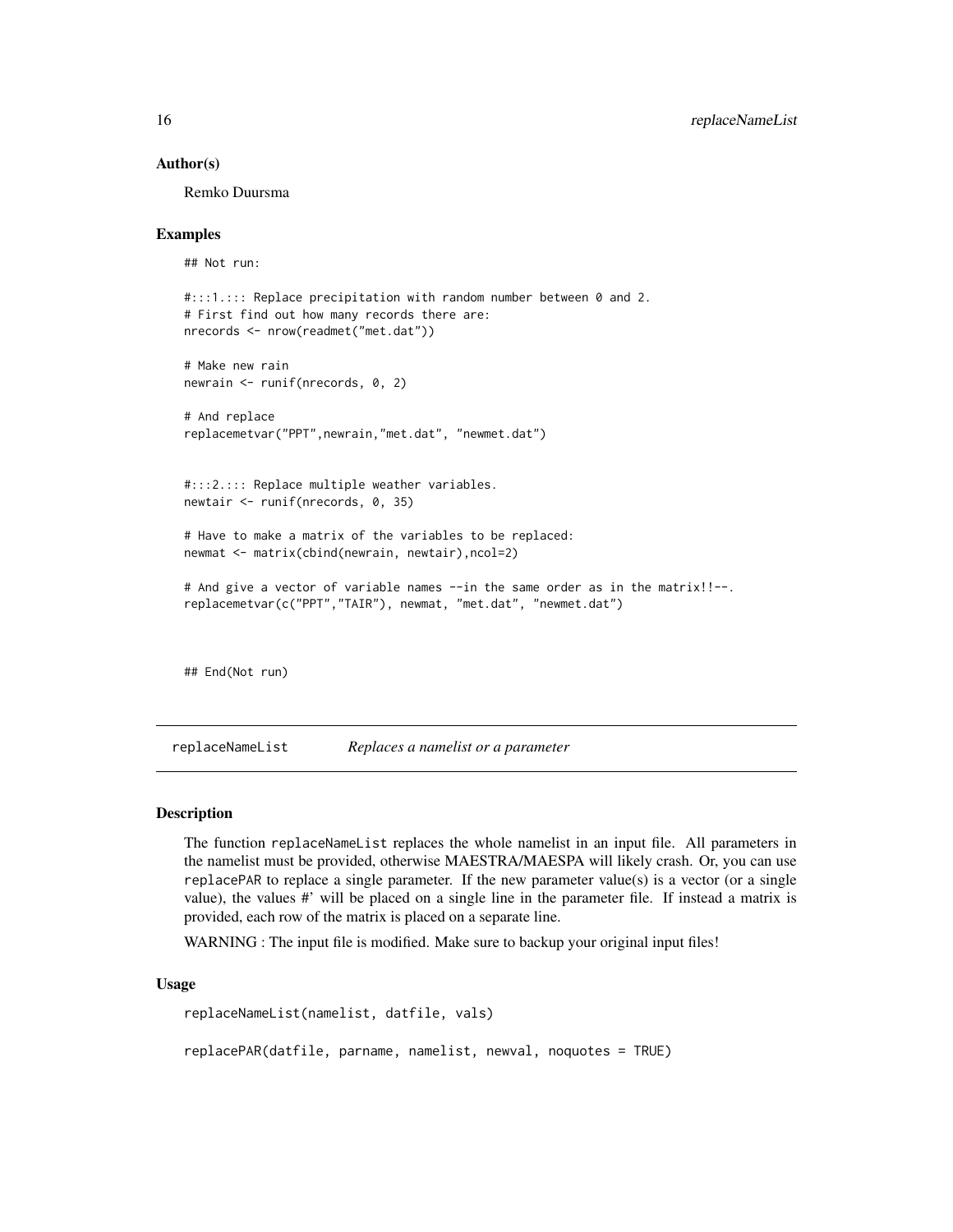### Author(s)

Remko Duursma

### Examples

```
## Not run:

#:::1.::: Replace precipitation with random number between 0 and 2.
# First find out how many records there are:
nrecords <- nrow(readmet("met.dat"))

# Make new rain
newrain <- runif(nrecords, 0, 2)

# And replace
replacemetvar("PPT",newrain,"met.dat", "newmet.dat")


#:::2.::: Replace multiple weather variables.
newtair <- runif(nrecords, 0, 35)

# Have to make a matrix of the variables to be replaced:
newmat <- matrix(cbind(newrain, newtair),ncol=2)

# And give a vector of variable names --in the same order as in the matrix!!--.
replacemetvar(c("PPT","TAIR"), newmat, "met.dat", "newmet.dat")



## End(Not run)
```

---

## replaceNameList *Replaces a namelist or a parameter*

### Description

The function replaceNameList replaces the whole namelist in an input file. All parameters in the namelist must be provided, otherwise MAESTRA/MAESPA will likely crash. Or, you can use replacePAR to replace a single parameter. If the new parameter value(s) is a vector (or a single value), the values #' will be placed on a single line in the parameter file. If instead a matrix is provided, each row of the matrix is placed on a separate line.

WARNING : The input file is modified. Make sure to backup your original input files!

### Usage

```
replaceNameList(namelist, datfile, vals)

replacePAR(datfile, parname, namelist, newval, noquotes = TRUE)
```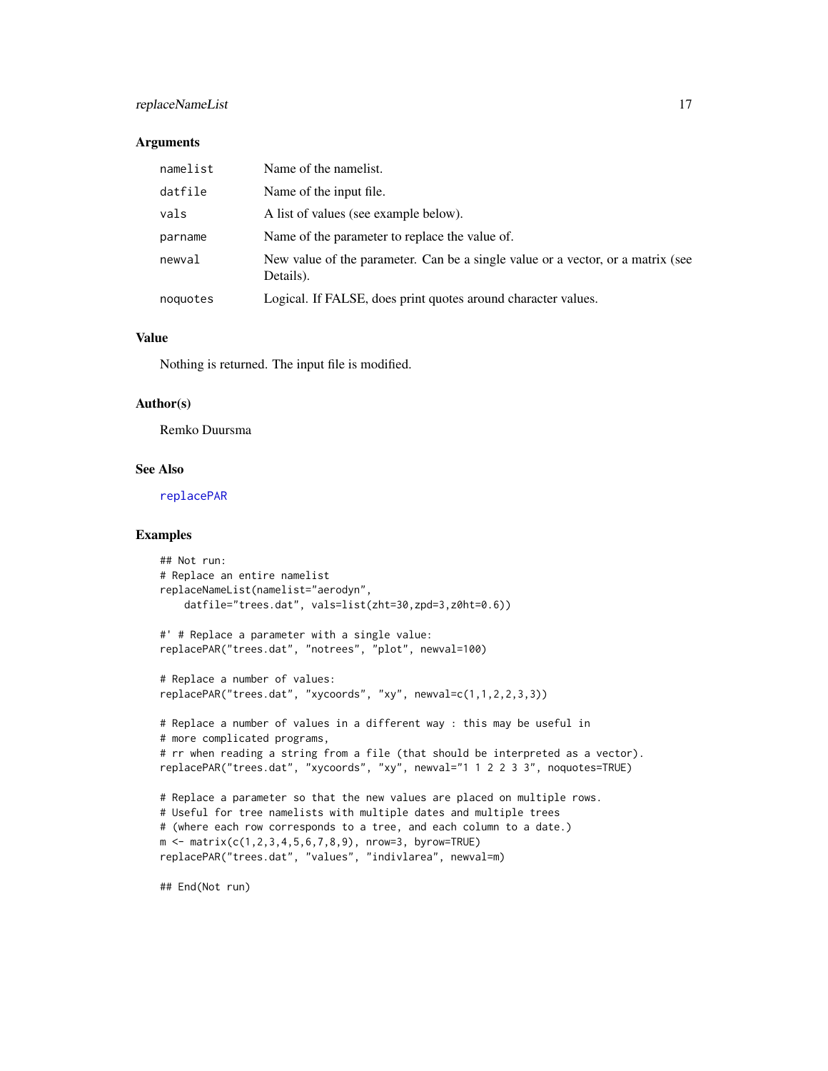### Arguments

| | |
|---|---|
| namelist | Name of the namelist. |
| datfile | Name of the input file. |
| vals | A list of values (see example below). |
| parname | Name of the parameter to replace the value of. |
| newval | New value of the parameter. Can be a single value or a vector, or a matrix (see Details). |
| noquotes | Logical. If FALSE, does print quotes around character values. |

### Value

Nothing is returned. The input file is modified.

### Author(s)

Remko Duursma

### See Also

replacePAR

### Examples

```
## Not run:
# Replace an entire namelist
replaceNameList(namelist="aerodyn",
    datfile="trees.dat", vals=list(zht=30,zpd=3,z0ht=0.6))

#' # Replace a parameter with a single value:
replacePAR("trees.dat", "notrees", "plot", newval=100)

# Replace a number of values:
replacePAR("trees.dat", "xycoords", "xy", newval=c(1,1,2,2,3,3))

# Replace a number of values in a different way : this may be useful in
# more complicated programs,
# rr when reading a string from a file (that should be interpreted as a vector).
replacePAR("trees.dat", "xycoords", "xy", newval="1 1 2 2 3 3", noquotes=TRUE)

# Replace a parameter so that the new values are placed on multiple rows.
# Useful for tree namelists with multiple dates and multiple trees
# (where each row corresponds to a tree, and each column to a date.)
m <- matrix(c(1,2,3,4,5,6,7,8,9), nrow=3, byrow=TRUE)
replacePAR("trees.dat", "values", "indivlarea", newval=m)

## End(Not run)
```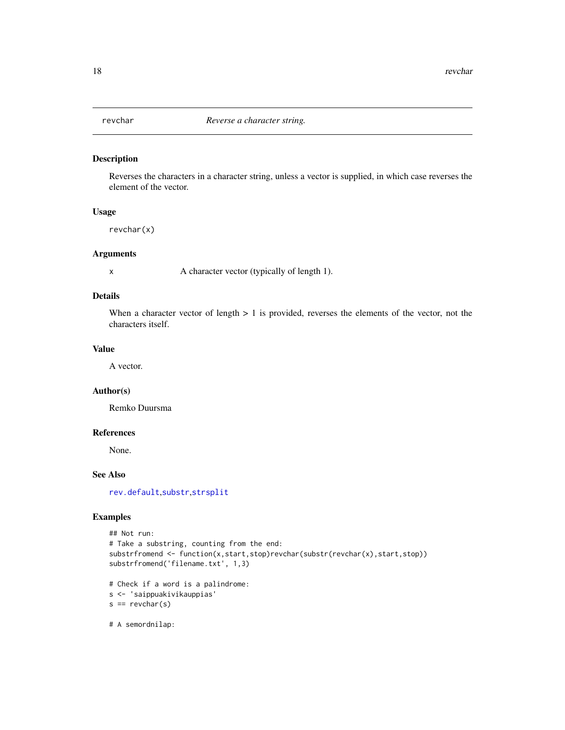# revchar — *Reverse a character string.*

## Description

Reverses the characters in a character string, unless a vector is supplied, in which case reverses the element of the vector.

## Usage

```
revchar(x)
```

## Arguments

| | |
|---|---|
| x | A character vector (typically of length 1). |

## Details

When a character vector of length > 1 is provided, reverses the elements of the vector, not the characters itself.

## Value

A vector.

## Author(s)

Remko Duursma

## References

None.

## See Also

rev.default,substr,strsplit

## Examples

```
## Not run:
# Take a substring, counting from the end:
substrfromend <- function(x,start,stop)revchar(substr(revchar(x),start,stop))
substrfromend('filename.txt', 1,3)

# Check if a word is a palindrome:
s <- 'saippuakivikauppias'
s == revchar(s)

# A semordnilap:
```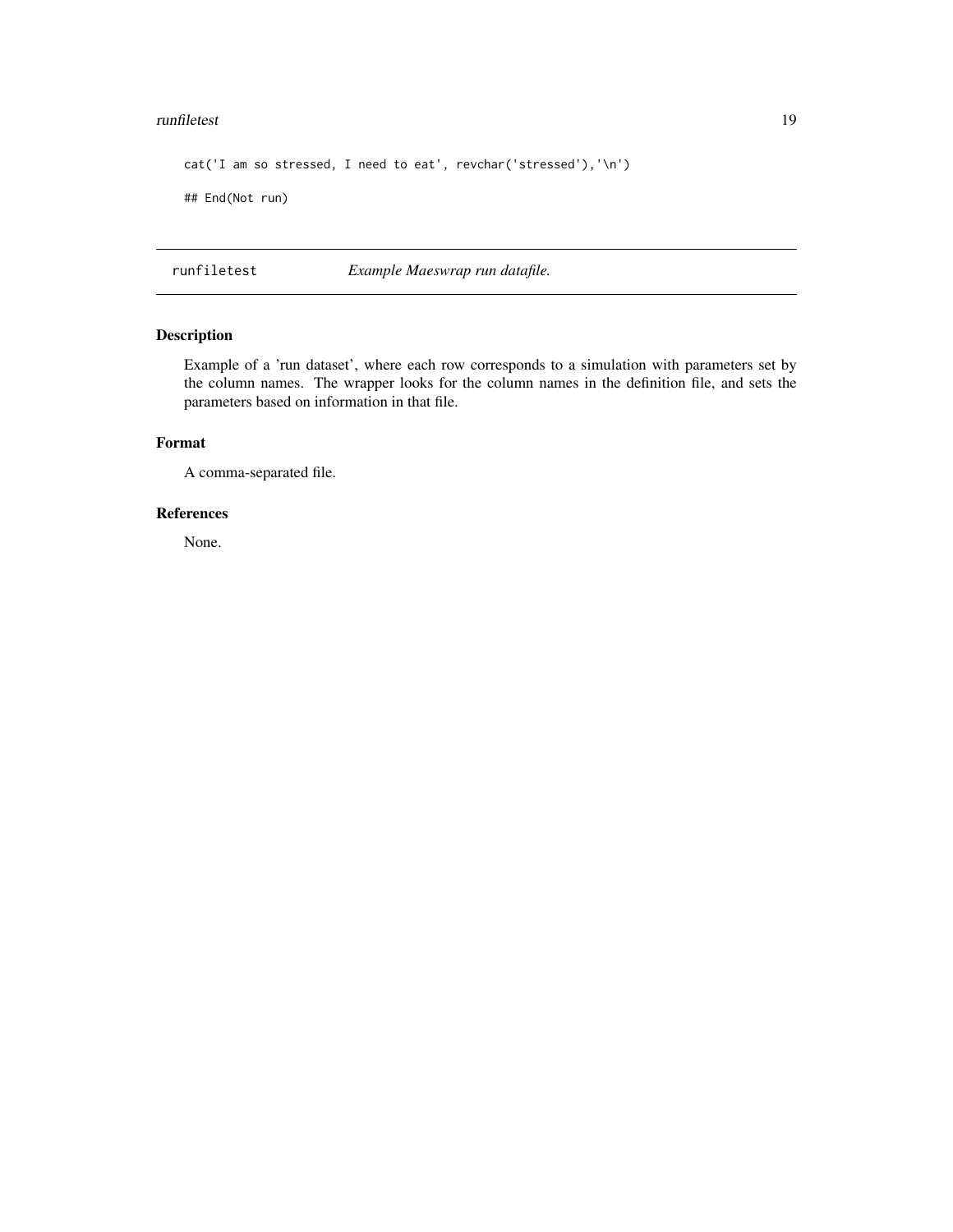```
cat('I am so stressed, I need to eat', revchar('stressed'),'\n')

## End(Not run)
```

---

`runfiletest` *Example Maeswrap run datafile.*

---

## Description

Example of a 'run dataset', where each row corresponds to a simulation with parameters set by the column names. The wrapper looks for the column names in the definition file, and sets the parameters based on information in that file.

## Format

A comma-separated file.

## References

None.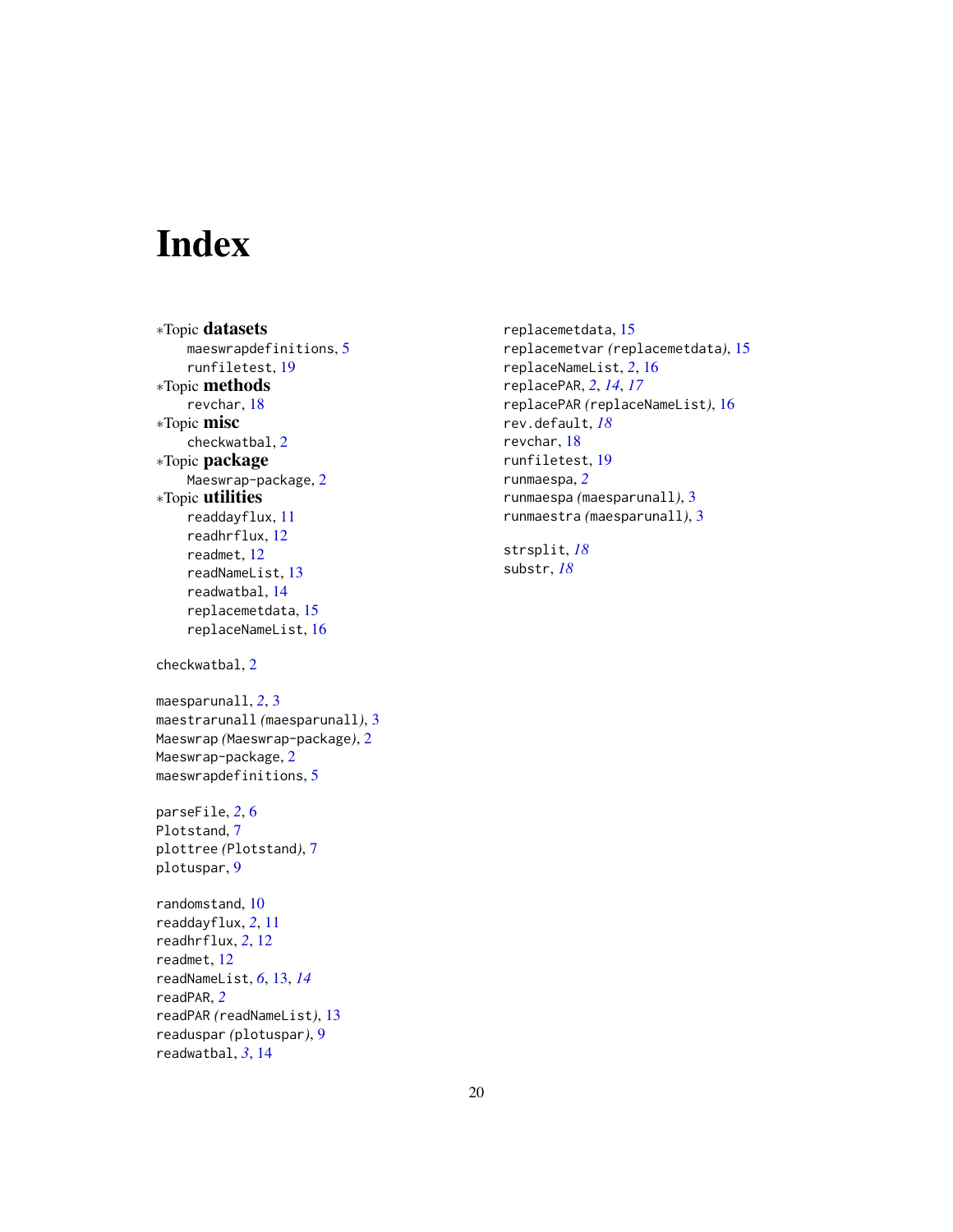# Index

∗Topic **datasets**
maeswrapdefinitions, 5
runfiletest, 19

∗Topic **methods**
revchar, 18

∗Topic **misc**
checkwatbal, 2

∗Topic **package**
Maeswrap-package, 2

∗Topic **utilities**
readdayflux, 11
readhrflux, 12
readmet, 12
readNameList, 13
readwatbal, 14
replacemetdata, 15
replaceNameList, 16

checkwatbal, 2

maesparunall, *2*, 3
maestrarunall *(*maesparunall*)*, 3
Maeswrap *(*Maeswrap-package*)*, 2
Maeswrap-package, 2
maeswrapdefinitions, 5

parseFile, *2*, 6
Plotstand, 7
plottree *(*Plotstand*)*, 7
plotuspar, 9

randomstand, 10
readdayflux, *2*, 11
readhrflux, *2*, 12
readmet, 12
readNameList, *6*, 13, *14*
readPAR, *2*
readPAR *(*readNameList*)*, 13
readuspar *(*plotuspar*)*, 9
readwatbal, *3*, 14

replacemetdata, 15
replacemetvar *(*replacemetdata*)*, 15
replaceNameList, *2*, 16
replacePAR, *2*, *14*, *17*
replacePAR *(*replaceNameList*)*, 16
rev.default, *18*
revchar, 18
runfiletest, 19
runmaespa, *2*
runmaespa *(*maesparunall*)*, 3
runmaestra *(*maesparunall*)*, 3

strsplit, *18*
substr, *18*